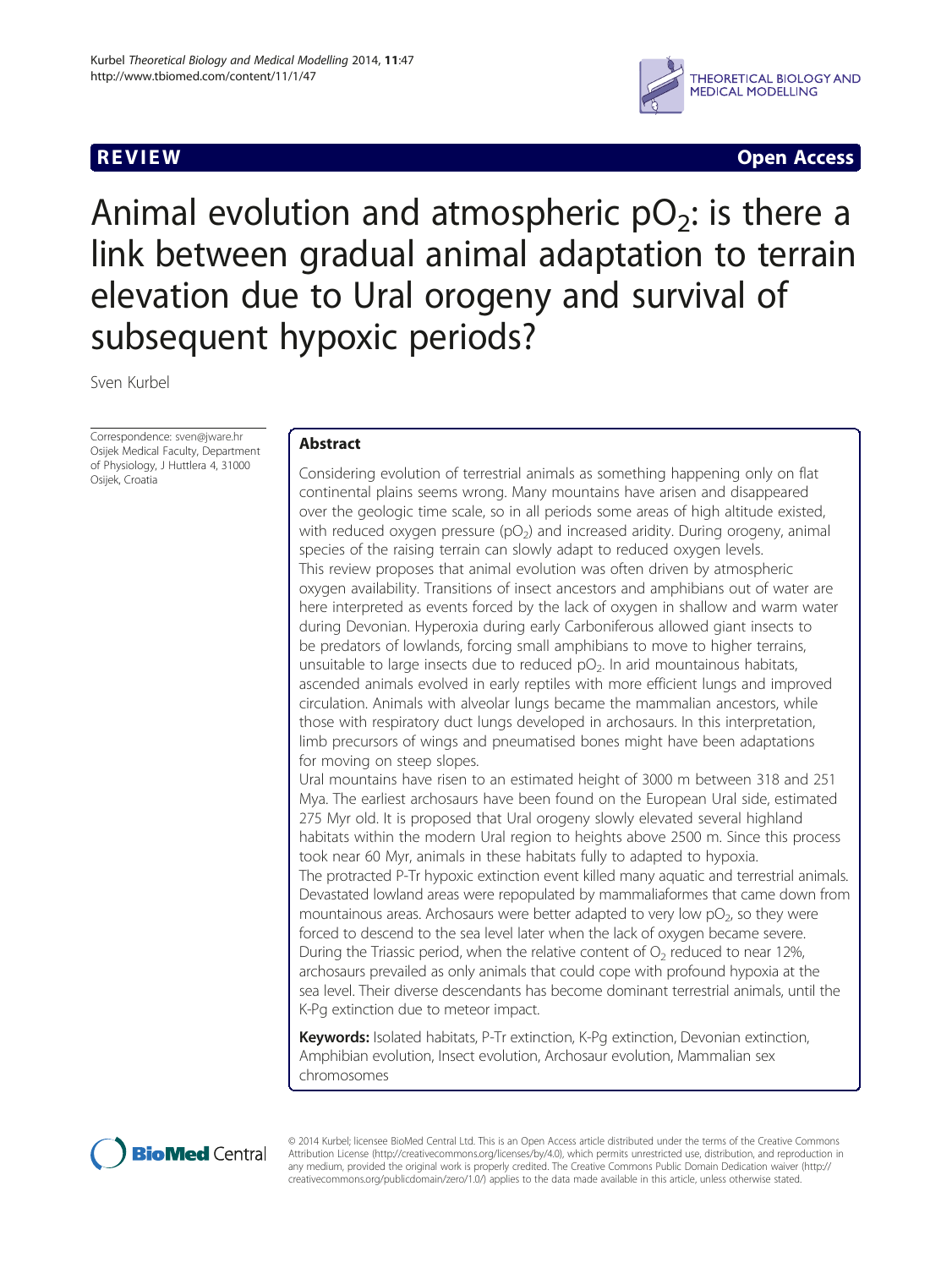REVIEW Open Access

# Animal evolution and atmospheric $pO_2$: is there a link between gradual animal adaptation to terrain elevation due to Ural orogeny and survival of subsequent hypoxic periods?

Sven Kurbel

Correspondence: sven@jware.hr
Osijek Medical Faculty, Department of Physiology, J Huttlera 4, 31000 Osijek, Croatia

## Abstract

Considering evolution of terrestrial animals as something happening only on flat continental plains seems wrong. Many mountains have arisen and disappeared over the geologic time scale, so in all periods some areas of high altitude existed, with reduced oxygen pressure ($pO_2$) and increased aridity. During orogeny, animal species of the raising terrain can slowly adapt to reduced oxygen levels.

This review proposes that animal evolution was often driven by atmospheric oxygen availability. Transitions of insect ancestors and amphibians out of water are here interpreted as events forced by the lack of oxygen in shallow and warm water during Devonian. Hyperoxia during early Carboniferous allowed giant insects to be predators of lowlands, forcing small amphibians to move to higher terrains, unsuitable to large insects due to reduced $pO_2$. In arid mountainous habitats, ascended animals evolved in early reptiles with more efficient lungs and improved circulation. Animals with alveolar lungs became the mammalian ancestors, while those with respiratory duct lungs developed in archosaurs. In this interpretation, limb precursors of wings and pneumatised bones might have been adaptations for moving on steep slopes.

Ural mountains have risen to an estimated height of 3000 m between 318 and 251 Mya. The earliest archosaurs have been found on the European Ural side, estimated 275 Myr old. It is proposed that Ural orogeny slowly elevated several highland habitats within the modern Ural region to heights above 2500 m. Since this process took near 60 Myr, animals in these habitats fully to adapted to hypoxia.

The protracted P-Tr hypoxic extinction event killed many aquatic and terrestrial animals. Devastated lowland areas were repopulated by mammaliaformes that came down from mountainous areas. Archosaurs were better adapted to very low $pO_2$, so they were forced to descend to the sea level later when the lack of oxygen became severe. During the Triassic period, when the relative content of $O_2$ reduced to near 12%, archosaurs prevailed as only animals that could cope with profound hypoxia at the sea level. Their diverse descendants has become dominant terrestrial animals, until the K-Pg extinction due to meteor impact.

**Keywords:** Isolated habitats, P-Tr extinction, K-Pg extinction, Devonian extinction, Amphibian evolution, Insect evolution, Archosaur evolution, Mammalian sex chromosomes

© 2014 Kurbel; licensee BioMed Central Ltd. This is an Open Access article distributed under the terms of the Creative Commons Attribution License (http://creativecommons.org/licenses/by/4.0), which permits unrestricted use, distribution, and reproduction in any medium, provided the original work is properly credited. The Creative Commons Public Domain Dedication waiver (http://creativecommons.org/publicdomain/zero/1.0/) applies to the data made available in this article, unless otherwise stated.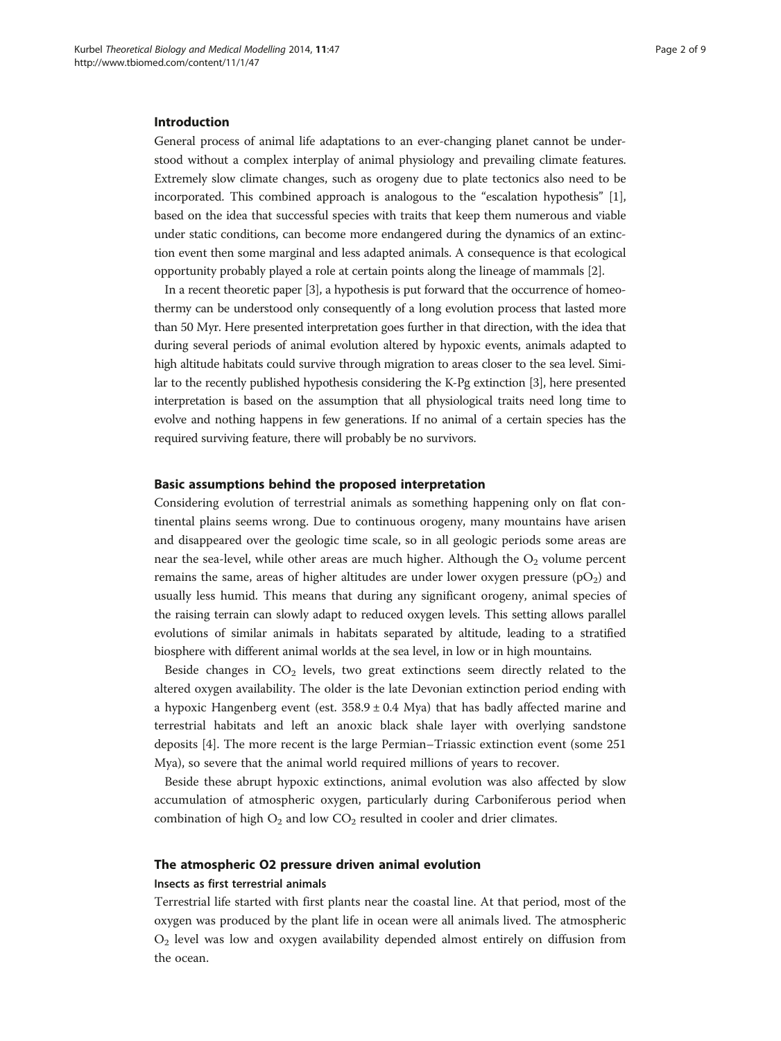## Introduction

General process of animal life adaptations to an ever-changing planet cannot be understood without a complex interplay of animal physiology and prevailing climate features. Extremely slow climate changes, such as orogeny due to plate tectonics also need to be incorporated. This combined approach is analogous to the "escalation hypothesis" [1], based on the idea that successful species with traits that keep them numerous and viable under static conditions, can become more endangered during the dynamics of an extinction event then some marginal and less adapted animals. A consequence is that ecological opportunity probably played a role at certain points along the lineage of mammals [2].

In a recent theoretic paper [3], a hypothesis is put forward that the occurrence of homeothermy can be understood only consequently of a long evolution process that lasted more than 50 Myr. Here presented interpretation goes further in that direction, with the idea that during several periods of animal evolution altered by hypoxic events, animals adapted to high altitude habitats could survive through migration to areas closer to the sea level. Similar to the recently published hypothesis considering the K-Pg extinction [3], here presented interpretation is based on the assumption that all physiological traits need long time to evolve and nothing happens in few generations. If no animal of a certain species has the required surviving feature, there will probably be no survivors.

## Basic assumptions behind the proposed interpretation

Considering evolution of terrestrial animals as something happening only on flat continental plains seems wrong. Due to continuous orogeny, many mountains have arisen and disappeared over the geologic time scale, so in all geologic periods some areas are near the sea-level, while other areas are much higher. Although the $O_2$ volume percent remains the same, areas of higher altitudes are under lower oxygen pressure ($pO_2$) and usually less humid. This means that during any significant orogeny, animal species of the raising terrain can slowly adapt to reduced oxygen levels. This setting allows parallel evolutions of similar animals in habitats separated by altitude, leading to a stratified biosphere with different animal worlds at the sea level, in low or in high mountains.

Beside changes in $CO_2$ levels, two great extinctions seem directly related to the altered oxygen availability. The older is the late Devonian extinction period ending with a hypoxic Hangenberg event (est. $358.9 \pm 0.4$ Mya) that has badly affected marine and terrestrial habitats and left an anoxic black shale layer with overlying sandstone deposits [4]. The more recent is the large Permian–Triassic extinction event (some 251 Mya), so severe that the animal world required millions of years to recover.

Beside these abrupt hypoxic extinctions, animal evolution was also affected by slow accumulation of atmospheric oxygen, particularly during Carboniferous period when combination of high $O_2$ and low $CO_2$ resulted in cooler and drier climates.

## The atmospheric O2 pressure driven animal evolution

### Insects as first terrestrial animals

Terrestrial life started with first plants near the coastal line. At that period, most of the oxygen was produced by the plant life in ocean were all animals lived. The atmospheric $O_2$ level was low and oxygen availability depended almost entirely on diffusion from the ocean.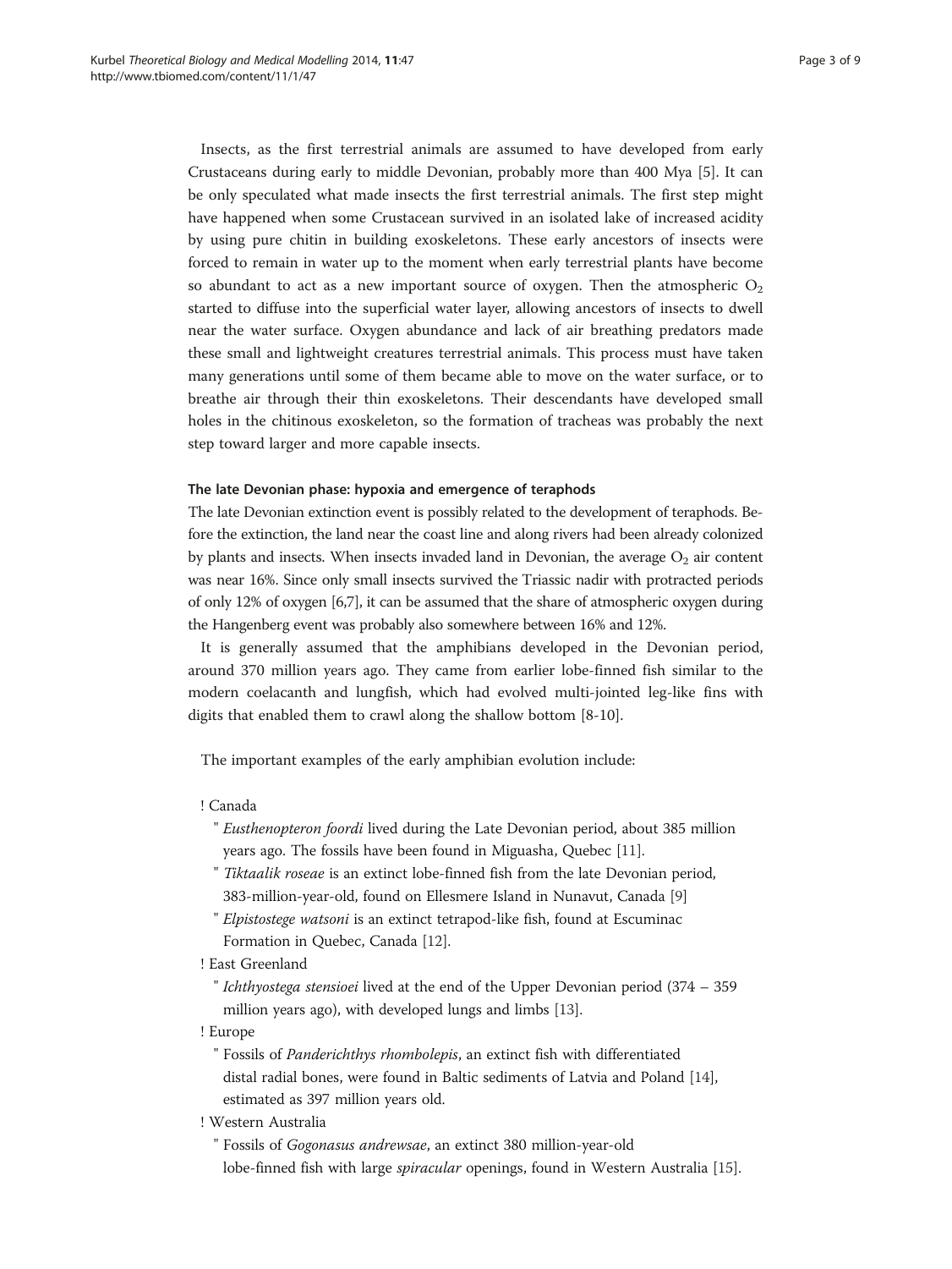Insects, as the first terrestrial animals are assumed to have developed from early Crustaceans during early to middle Devonian, probably more than 400 Mya [5]. It can be only speculated what made insects the first terrestrial animals. The first step might have happened when some Crustacean survived in an isolated lake of increased acidity by using pure chitin in building exoskeletons. These early ancestors of insects were forced to remain in water up to the moment when early terrestrial plants have become so abundant to act as a new important source of oxygen. Then the atmospheric $O_2$ started to diffuse into the superficial water layer, allowing ancestors of insects to dwell near the water surface. Oxygen abundance and lack of air breathing predators made these small and lightweight creatures terrestrial animals. This process must have taken many generations until some of them became able to move on the water surface, or to breathe air through their thin exoskeletons. Their descendants have developed small holes in the chitinous exoskeleton, so the formation of tracheas was probably the next step toward larger and more capable insects.

### The late Devonian phase: hypoxia and emergence of teraphods

The late Devonian extinction event is possibly related to the development of teraphods. Before the extinction, the land near the coast line and along rivers had been already colonized by plants and insects. When insects invaded land in Devonian, the average $O_2$ air content was near 16%. Since only small insects survived the Triassic nadir with protracted periods of only 12% of oxygen [6,7], it can be assumed that the share of atmospheric oxygen during the Hangenberg event was probably also somewhere between 16% and 12%.

It is generally assumed that the amphibians developed in the Devonian period, around 370 million years ago. They came from earlier lobe-finned fish similar to the modern coelacanth and lungfish, which had evolved multi-jointed leg-like fins with digits that enabled them to crawl along the shallow bottom [8-10].

The important examples of the early amphibian evolution include:

- Canada
  - *Eusthenopteron foordi* lived during the Late Devonian period, about 385 million years ago. The fossils have been found in Miguasha, Quebec [11].
  - *Tiktaalik roseae* is an extinct lobe-finned fish from the late Devonian period, 383-million-year-old, found on Ellesmere Island in Nunavut, Canada [9]
  - *Elpistostege watsoni* is an extinct tetrapod-like fish, found at Escuminac Formation in Quebec, Canada [12].
- East Greenland
  - *Ichthyostega stensioei* lived at the end of the Upper Devonian period (374 – 359 million years ago), with developed lungs and limbs [13].
- Europe
  - Fossils of *Panderichthys rhombolepis*, an extinct fish with differentiated distal radial bones, were found in Baltic sediments of Latvia and Poland [14], estimated as 397 million years old.
- Western Australia
  - Fossils of *Gogonasus andrewsae*, an extinct 380 million-year-old lobe-finned fish with large *spiracular* openings, found in Western Australia [15].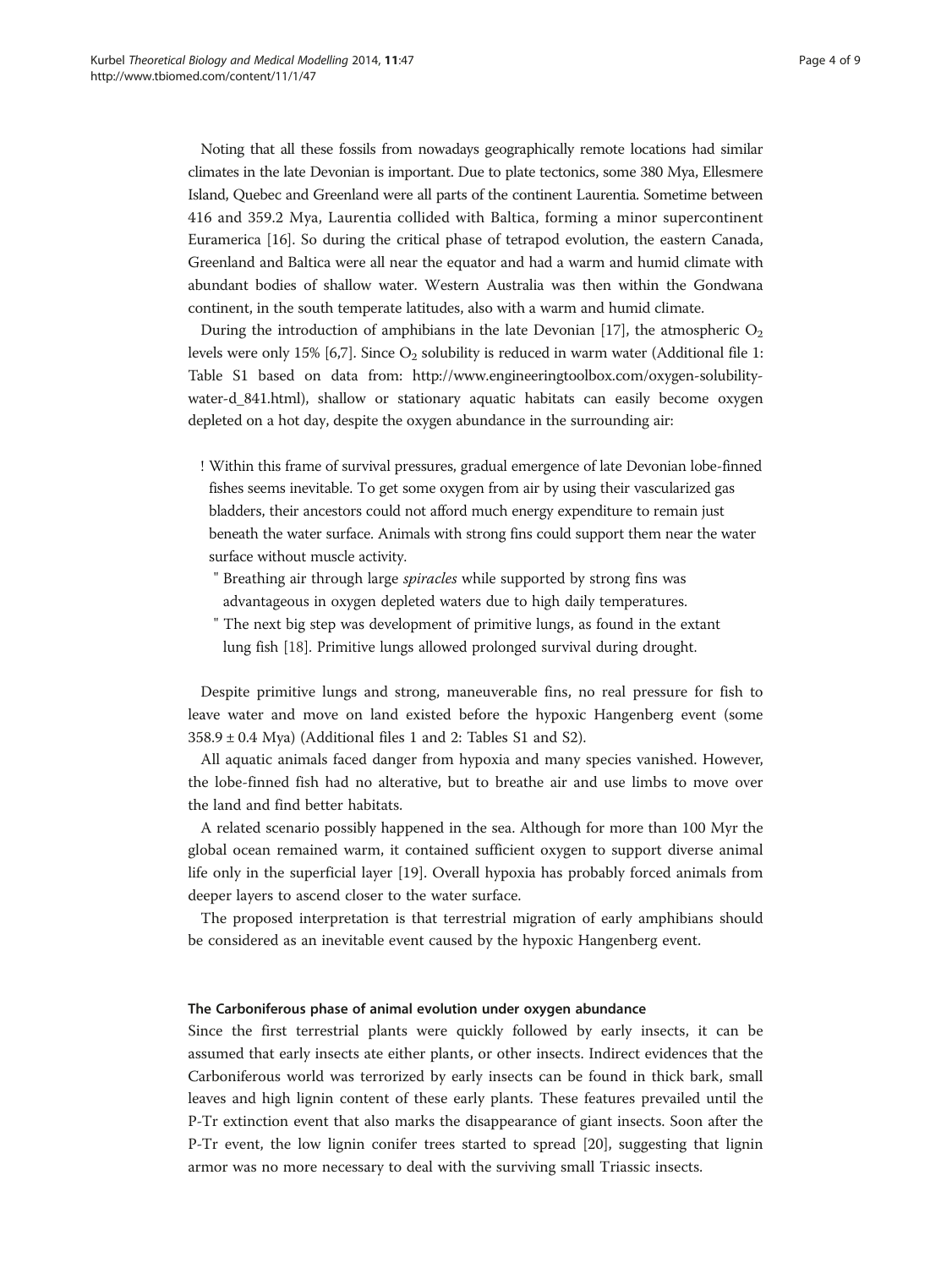Noting that all these fossils from nowadays geographically remote locations had similar climates in the late Devonian is important. Due to plate tectonics, some 380 Mya, Ellesmere Island, Quebec and Greenland were all parts of the continent Laurentia. Sometime between 416 and 359.2 Mya, Laurentia collided with Baltica, forming a minor supercontinent Euramerica [16]. So during the critical phase of tetrapod evolution, the eastern Canada, Greenland and Baltica were all near the equator and had a warm and humid climate with abundant bodies of shallow water. Western Australia was then within the Gondwana continent, in the south temperate latitudes, also with a warm and humid climate.

During the introduction of amphibians in the late Devonian [17], the atmospheric $O_2$ levels were only 15% [6,7]. Since $O_2$ solubility is reduced in warm water (Additional file 1: Table S1 based on data from: http://www.engineeringtoolbox.com/oxygen-solubility-water-d_841.html), shallow or stationary aquatic habitats can easily become oxygen depleted on a hot day, despite the oxygen abundance in the surrounding air:

- Within this frame of survival pressures, gradual emergence of late Devonian lobe-finned fishes seems inevitable. To get some oxygen from air by using their vascularized gas bladders, their ancestors could not afford much energy expenditure to remain just beneath the water surface. Animals with strong fins could support them near the water surface without muscle activity.
  - Breathing air through large *spiracles* while supported by strong fins was advantageous in oxygen depleted waters due to high daily temperatures.
  - The next big step was development of primitive lungs, as found in the extant lung fish [18]. Primitive lungs allowed prolonged survival during drought.

Despite primitive lungs and strong, maneuverable fins, no real pressure for fish to leave water and move on land existed before the hypoxic Hangenberg event (some $358.9 \pm 0.4$ Mya) (Additional files 1 and 2: Tables S1 and S2).

All aquatic animals faced danger from hypoxia and many species vanished. However, the lobe-finned fish had no alterative, but to breathe air and use limbs to move over the land and find better habitats.

A related scenario possibly happened in the sea. Although for more than 100 Myr the global ocean remained warm, it contained sufficient oxygen to support diverse animal life only in the superficial layer [19]. Overall hypoxia has probably forced animals from deeper layers to ascend closer to the water surface.

The proposed interpretation is that terrestrial migration of early amphibians should be considered as an inevitable event caused by the hypoxic Hangenberg event.

### The Carboniferous phase of animal evolution under oxygen abundance

Since the first terrestrial plants were quickly followed by early insects, it can be assumed that early insects ate either plants, or other insects. Indirect evidences that the Carboniferous world was terrorized by early insects can be found in thick bark, small leaves and high lignin content of these early plants. These features prevailed until the P-Tr extinction event that also marks the disappearance of giant insects. Soon after the P-Tr event, the low lignin conifer trees started to spread [20], suggesting that lignin armor was no more necessary to deal with the surviving small Triassic insects.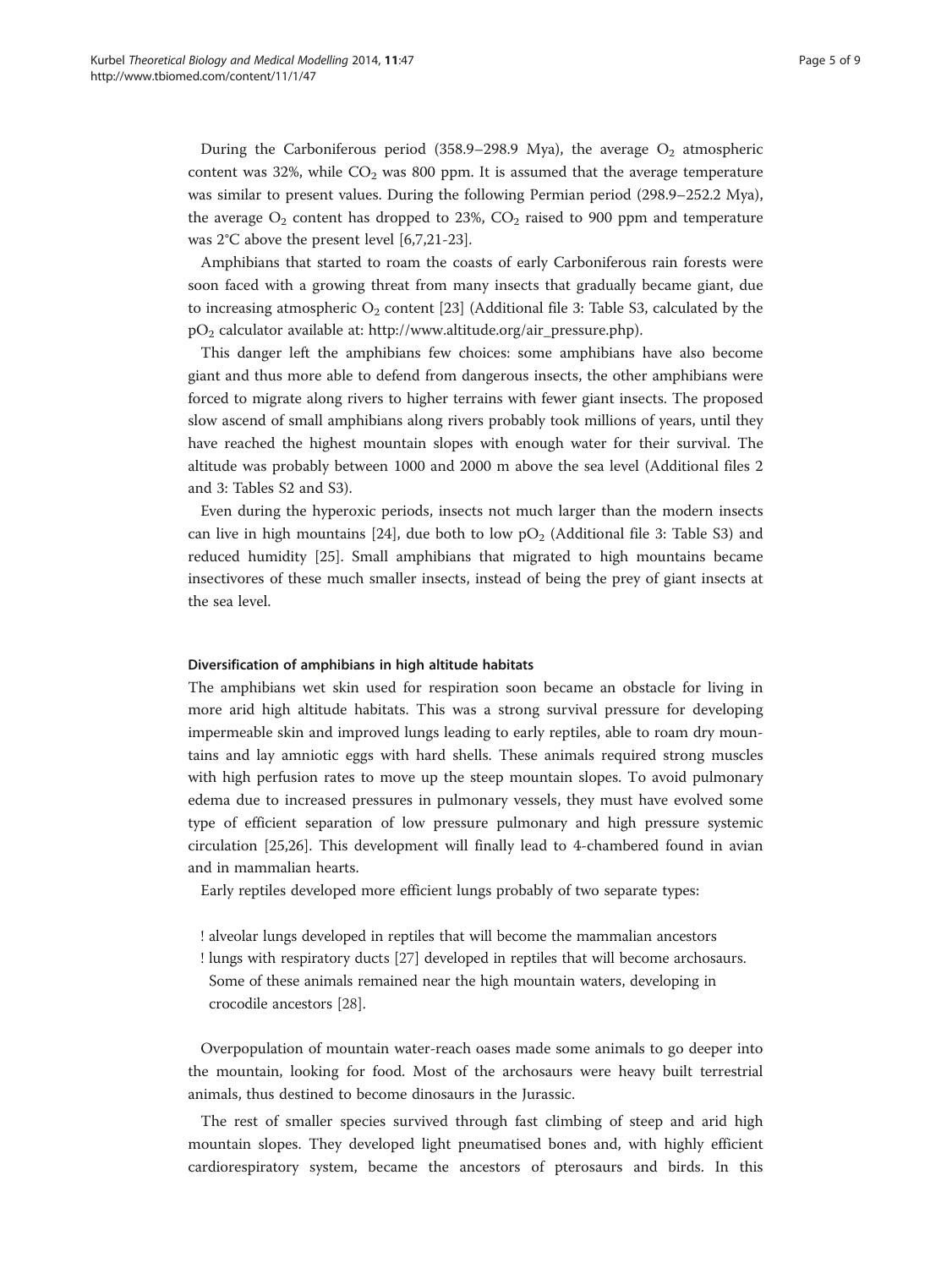During the Carboniferous period (358.9–298.9 Mya), the average $O_2$ atmospheric content was 32%, while $CO_2$ was 800 ppm. It is assumed that the average temperature was similar to present values. During the following Permian period (298.9–252.2 Mya), the average $O_2$ content has dropped to 23%, $CO_2$ raised to 900 ppm and temperature was 2°C above the present level [6,7,21-23].

Amphibians that started to roam the coasts of early Carboniferous rain forests were soon faced with a growing threat from many insects that gradually became giant, due to increasing atmospheric $O_2$ content [23] (Additional file 3: Table S3, calculated by the $pO_2$ calculator available at: http://www.altitude.org/air_pressure.php).

This danger left the amphibians few choices: some amphibians have also become giant and thus more able to defend from dangerous insects, the other amphibians were forced to migrate along rivers to higher terrains with fewer giant insects. The proposed slow ascend of small amphibians along rivers probably took millions of years, until they have reached the highest mountain slopes with enough water for their survival. The altitude was probably between 1000 and 2000 m above the sea level (Additional files 2 and 3: Tables S2 and S3).

Even during the hyperoxic periods, insects not much larger than the modern insects can live in high mountains [24], due both to low $pO_2$ (Additional file 3: Table S3) and reduced humidity [25]. Small amphibians that migrated to high mountains became insectivores of these much smaller insects, instead of being the prey of giant insects at the sea level.

#### Diversification of amphibians in high altitude habitats

The amphibians wet skin used for respiration soon became an obstacle for living in more arid high altitude habitats. This was a strong survival pressure for developing impermeable skin and improved lungs leading to early reptiles, able to roam dry mountains and lay amniotic eggs with hard shells. These animals required strong muscles with high perfusion rates to move up the steep mountain slopes. To avoid pulmonary edema due to increased pressures in pulmonary vessels, they must have evolved some type of efficient separation of low pressure pulmonary and high pressure systemic circulation [25,26]. This development will finally lead to 4-chambered found in avian and in mammalian hearts.

Early reptiles developed more efficient lungs probably of two separate types:

- alveolar lungs developed in reptiles that will become the mammalian ancestors
- lungs with respiratory ducts [27] developed in reptiles that will become archosaurs. Some of these animals remained near the high mountain waters, developing in crocodile ancestors [28].

Overpopulation of mountain water-reach oases made some animals to go deeper into the mountain, looking for food. Most of the archosaurs were heavy built terrestrial animals, thus destined to become dinosaurs in the Jurassic.

The rest of smaller species survived through fast climbing of steep and arid high mountain slopes. They developed light pneumatised bones and, with highly efficient cardiorespiratory system, became the ancestors of pterosaurs and birds. In this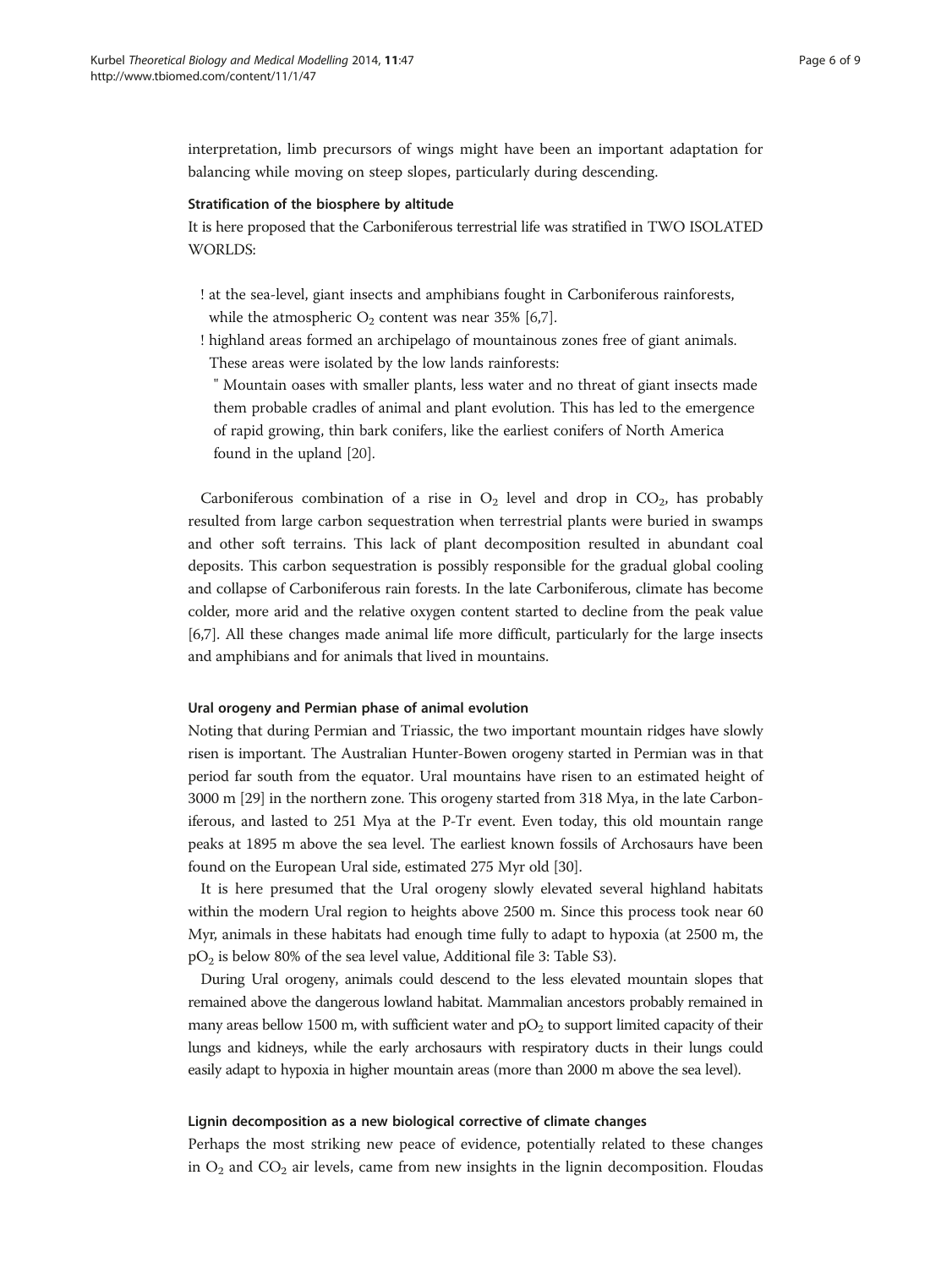interpretation, limb precursors of wings might have been an important adaptation for balancing while moving on steep slopes, particularly during descending.

### Stratification of the biosphere by altitude

It is here proposed that the Carboniferous terrestrial life was stratified in TWO ISOLATED WORLDS:

! at the sea-level, giant insects and amphibians fought in Carboniferous rainforests, while the atmospheric $O_2$ content was near 35% [6,7].

! highland areas formed an archipelago of mountainous zones free of giant animals. These areas were isolated by the low lands rainforests:

" Mountain oases with smaller plants, less water and no threat of giant insects made them probable cradles of animal and plant evolution. This has led to the emergence of rapid growing, thin bark conifers, like the earliest conifers of North America found in the upland [20].

Carboniferous combination of a rise in $O_2$ level and drop in $CO_2$, has probably resulted from large carbon sequestration when terrestrial plants were buried in swamps and other soft terrains. This lack of plant decomposition resulted in abundant coal deposits. This carbon sequestration is possibly responsible for the gradual global cooling and collapse of Carboniferous rain forests. In the late Carboniferous, climate has become colder, more arid and the relative oxygen content started to decline from the peak value [6,7]. All these changes made animal life more difficult, particularly for the large insects and amphibians and for animals that lived in mountains.

### Ural orogeny and Permian phase of animal evolution

Noting that during Permian and Triassic, the two important mountain ridges have slowly risen is important. The Australian Hunter-Bowen orogeny started in Permian was in that period far south from the equator. Ural mountains have risen to an estimated height of 3000 m [29] in the northern zone. This orogeny started from 318 Mya, in the late Carboniferous, and lasted to 251 Mya at the P-Tr event. Even today, this old mountain range peaks at 1895 m above the sea level. The earliest known fossils of Archosaurs have been found on the European Ural side, estimated 275 Myr old [30].

It is here presumed that the Ural orogeny slowly elevated several highland habitats within the modern Ural region to heights above 2500 m. Since this process took near 60 Myr, animals in these habitats had enough time fully to adapt to hypoxia (at 2500 m, the $pO_2$ is below 80% of the sea level value, Additional file 3: Table S3).

During Ural orogeny, animals could descend to the less elevated mountain slopes that remained above the dangerous lowland habitat. Mammalian ancestors probably remained in many areas bellow 1500 m, with sufficient water and $pO_2$ to support limited capacity of their lungs and kidneys, while the early archosaurs with respiratory ducts in their lungs could easily adapt to hypoxia in higher mountain areas (more than 2000 m above the sea level).

### Lignin decomposition as a new biological corrective of climate changes

Perhaps the most striking new peace of evidence, potentially related to these changes in $O_2$ and $CO_2$ air levels, came from new insights in the lignin decomposition. Floudas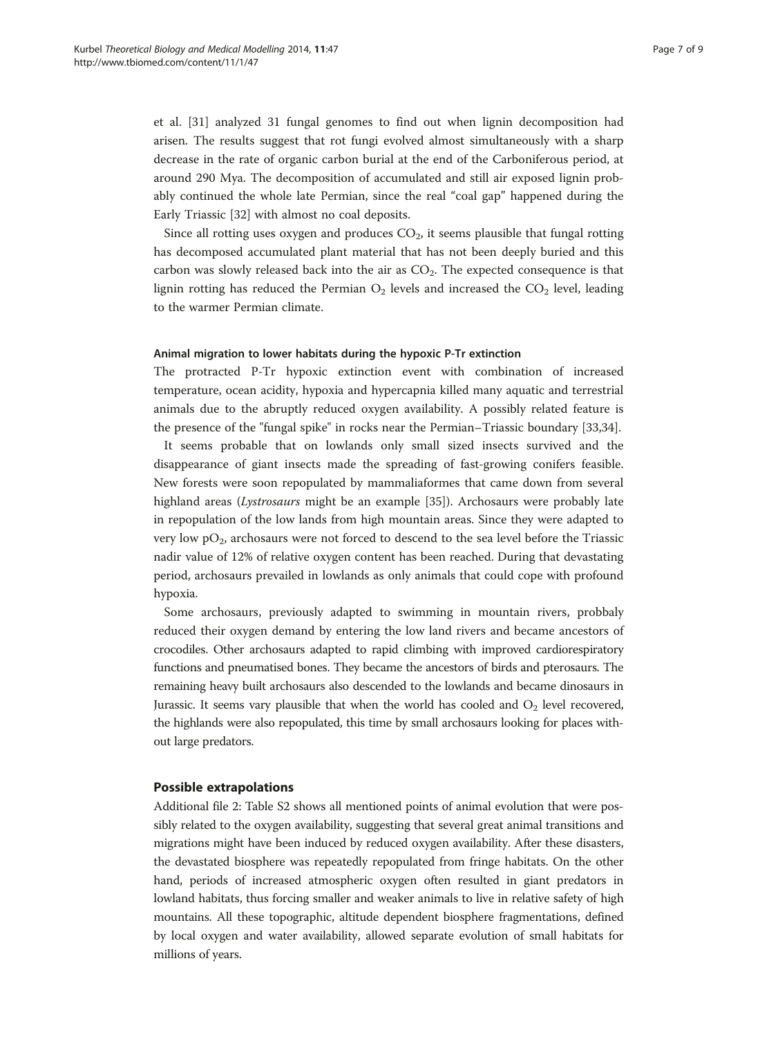et al. [31] analyzed 31 fungal genomes to find out when lignin decomposition had arisen. The results suggest that rot fungi evolved almost simultaneously with a sharp decrease in the rate of organic carbon burial at the end of the Carboniferous period, at around 290 Mya. The decomposition of accumulated and still air exposed lignin probably continued the whole late Permian, since the real "coal gap" happened during the Early Triassic [32] with almost no coal deposits.

Since all rotting uses oxygen and produces $CO_2$, it seems plausible that fungal rotting has decomposed accumulated plant material that has not been deeply buried and this carbon was slowly released back into the air as $CO_2$. The expected consequence is that lignin rotting has reduced the Permian $O_2$ levels and increased the $CO_2$ level, leading to the warmer Permian climate.

#### Animal migration to lower habitats during the hypoxic P-Tr extinction

The protracted P-Tr hypoxic extinction event with combination of increased temperature, ocean acidity, hypoxia and hypercapnia killed many aquatic and terrestrial animals due to the abruptly reduced oxygen availability. A possibly related feature is the presence of the "fungal spike" in rocks near the Permian–Triassic boundary [33,34].

It seems probable that on lowlands only small sized insects survived and the disappearance of giant insects made the spreading of fast-growing conifers feasible. New forests were soon repopulated by mammaliaformes that came down from several highland areas (*Lystrosaurs* might be an example [35]). Archosaurs were probably late in repopulation of the low lands from high mountain areas. Since they were adapted to very low $pO_2$, archosaurs were not forced to descend to the sea level before the Triassic nadir value of 12% of relative oxygen content has been reached. During that devastating period, archosaurs prevailed in lowlands as only animals that could cope with profound hypoxia.

Some archosaurs, previously adapted to swimming in mountain rivers, probbaly reduced their oxygen demand by entering the low land rivers and became ancestors of crocodiles. Other archosaurs adapted to rapid climbing with improved cardiorespiratory functions and pneumatised bones. They became the ancestors of birds and pterosaurs. The remaining heavy built archosaurs also descended to the lowlands and became dinosaurs in Jurassic. It seems vary plausible that when the world has cooled and $O_2$ level recovered, the highlands were also repopulated, this time by small archosaurs looking for places without large predators.

### Possible extrapolations

Additional file 2: Table S2 shows all mentioned points of animal evolution that were possibly related to the oxygen availability, suggesting that several great animal transitions and migrations might have been induced by reduced oxygen availability. After these disasters, the devastated biosphere was repeatedly repopulated from fringe habitats. On the other hand, periods of increased atmospheric oxygen often resulted in giant predators in lowland habitats, thus forcing smaller and weaker animals to live in relative safety of high mountains. All these topographic, altitude dependent biosphere fragmentations, defined by local oxygen and water availability, allowed separate evolution of small habitats for millions of years.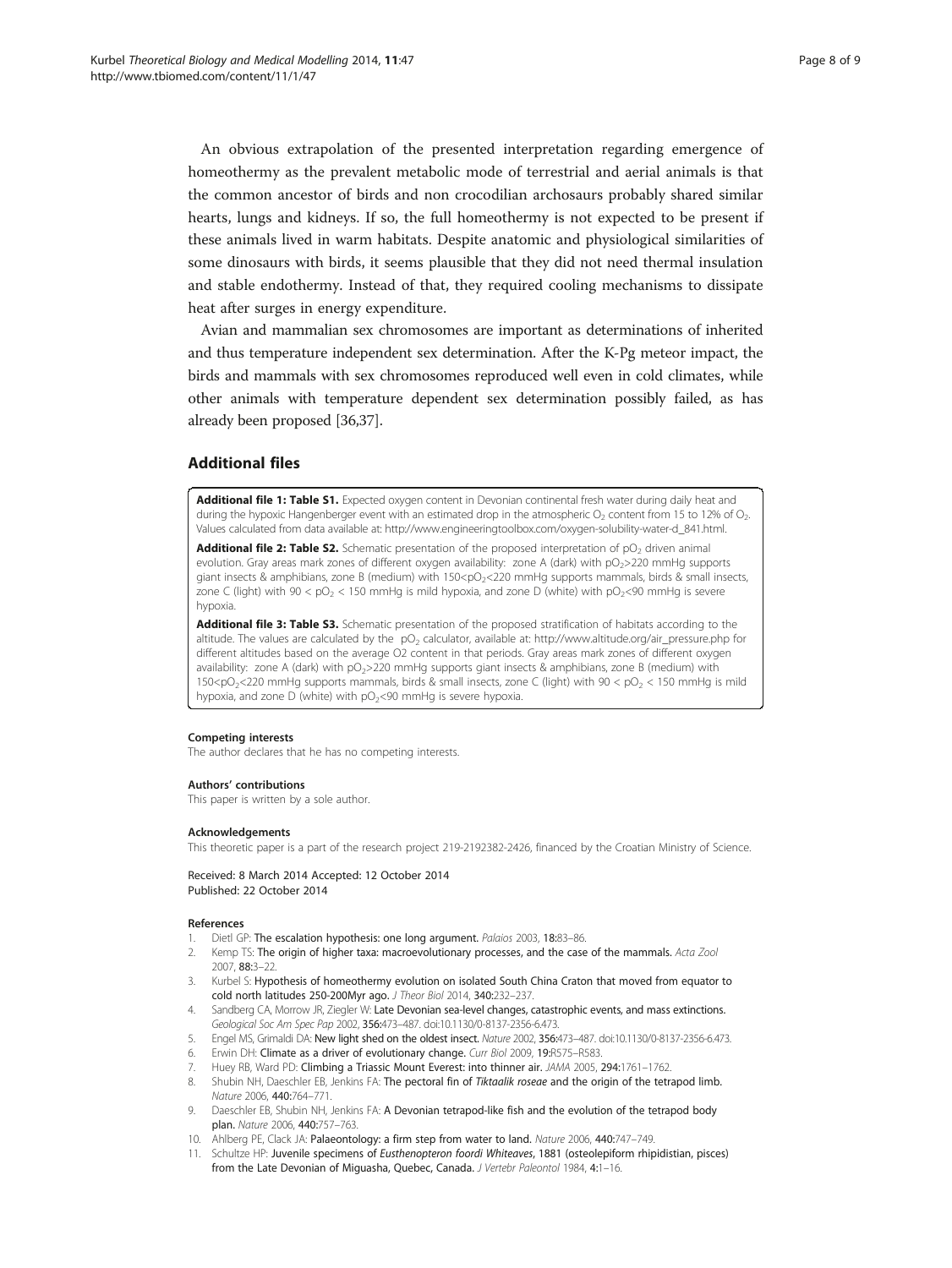An obvious extrapolation of the presented interpretation regarding emergence of homeothermy as the prevalent metabolic mode of terrestrial and aerial animals is that the common ancestor of birds and non crocodilian archosaurs probably shared similar hearts, lungs and kidneys. If so, the full homeothermy is not expected to be present if these animals lived in warm habitats. Despite anatomic and physiological similarities of some dinosaurs with birds, it seems plausible that they did not need thermal insulation and stable endothermy. Instead of that, they required cooling mechanisms to dissipate heat after surges in energy expenditure.

Avian and mammalian sex chromosomes are important as determinations of inherited and thus temperature independent sex determination. After the K-Pg meteor impact, the birds and mammals with sex chromosomes reproduced well even in cold climates, while other animals with temperature dependent sex determination possibly failed, as has already been proposed [36,37].

## Additional files

**Additional file 1: Table S1.** Expected oxygen content in Devonian continental fresh water during daily heat and during the hypoxic Hangenberger event with an estimated drop in the atmospheric $O_2$ content from 15 to 12% of $O_2$. Values calculated from data available at: http://www.engineeringtoolbox.com/oxygen-solubility-water-d_841.html.

**Additional file 2: Table S2.** Schematic presentation of the proposed interpretation of $pO_2$ driven animal evolution. Gray areas mark zones of different oxygen availability: zone A (dark) with $pO_2$>220 mmHg supports giant insects & amphibians, zone B (medium) with 150<$pO_2$<220 mmHg supports mammals, birds & small insects, zone C (light) with 90 < $pO_2$ < 150 mmHg is mild hypoxia, and zone D (white) with $pO_2$<90 mmHg is severe hypoxia.

**Additional file 3: Table S3.** Schematic presentation of the proposed stratification of habitats according to the altitude. The values are calculated by the $pO_2$ calculator, available at: http://www.altitude.org/air_pressure.php for different altitudes based on the average O2 content in that periods. Gray areas mark zones of different oxygen availability: zone A (dark) with $pO_2$>220 mmHg supports giant insects & amphibians, zone B (medium) with 150<$pO_2$<220 mmHg supports mammals, birds & small insects, zone C (light) with 90 < $pO_2$ < 150 mmHg is mild hypoxia, and zone D (white) with $pO_2$<90 mmHg is severe hypoxia.

#### Competing interests

The author declares that he has no competing interests.

#### Authors' contributions

This paper is written by a sole author.

#### Acknowledgements

This theoretic paper is a part of the research project 219-2192382-2426, financed by the Croatian Ministry of Science.

Received: 8 March 2014 Accepted: 12 October 2014
Published: 22 October 2014

#### References

1. Dietl GP: **The escalation hypothesis: one long argument.** *Palaios* 2003, **18:**83–86.
2. Kemp TS: **The origin of higher taxa: macroevolutionary processes, and the case of the mammals.** *Acta Zool* 2007, **88:**3–22.
3. Kurbel S: **Hypothesis of homeothermy evolution on isolated South China Craton that moved from equator to cold north latitudes 250-200Myr ago.** *J Theor Biol* 2014, **340:**232–237.
4. Sandberg CA, Morrow JR, Ziegler W: **Late Devonian sea-level changes, catastrophic events, and mass extinctions.** *Geological Soc Am Spec Pap* 2002, **356:**473–487. doi:10.1130/0-8137-2356-6.473.
5. Engel MS, Grimaldi DA: **New light shed on the oldest insect.** *Nature* 2002, **356:**473–487. doi:10.1130/0-8137-2356-6.473.
6. Erwin DH: **Climate as a driver of evolutionary change.** *Curr Biol* 2009, **19:**R575–R583.
7. Huey RB, Ward PD: **Climbing a Triassic Mount Everest: into thinner air.** *JAMA* 2005, **294:**1761–1762.
8. Shubin NH, Daeschler EB, Jenkins FA: **The pectoral fin of *Tiktaalik roseae* and the origin of the tetrapod limb.** *Nature* 2006, **440:**764–771.
9. Daeschler EB, Shubin NH, Jenkins FA: **A Devonian tetrapod-like fish and the evolution of the tetrapod body plan.** *Nature* 2006, **440:**757–763.
10. Ahlberg PE, Clack JA: **Palaeontology: a firm step from water to land.** *Nature* 2006, **440:**747–749.
11. Schultze HP: **Juvenile specimens of *Eusthenopteron foordi Whiteaves*, 1881 (osteolepiform rhipidistian, pisces) from the Late Devonian of Miguasha, Quebec, Canada.** *J Vertebr Paleontol* 1984, **4:**1–16.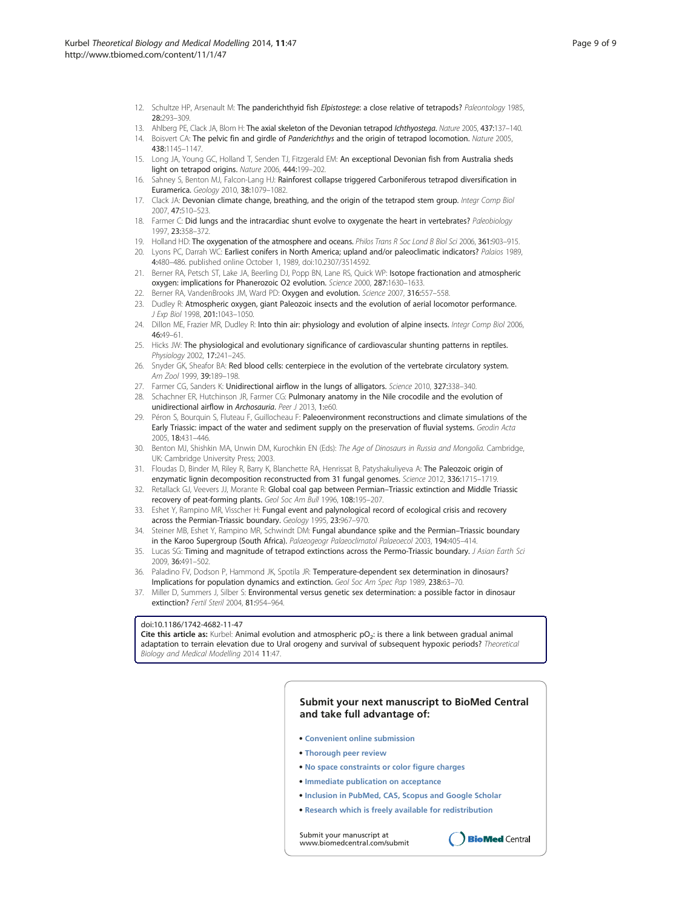12. Schultze HP, Arsenault M: The panderichthyid fish *Elpistostege*: a close relative of tetrapods? *Paleontology* 1985, **28**:293–309.
13. Ahlberg PE, Clack JA, Blom H: The axial skeleton of the Devonian tetrapod *Ichthyostega*. *Nature* 2005, **437**:137–140.
14. Boisvert CA: The pelvic fin and girdle of *Panderichthys* and the origin of tetrapod locomotion. *Nature* 2005, **438**:1145–1147.
15. Long JA, Young GC, Holland T, Senden TJ, Fitzgerald EM: An exceptional Devonian fish from Australia sheds light on tetrapod origins. *Nature* 2006, **444**:199–202.
16. Sahney S, Benton MJ, Falcon-Lang HJ: Rainforest collapse triggered Carboniferous tetrapod diversification in Euramerica. *Geology* 2010, **38**:1079–1082.
17. Clack JA: Devonian climate change, breathing, and the origin of the tetrapod stem group. *Integr Comp Biol* 2007, **47**:510–523.
18. Farmer C: Did lungs and the intracardiac shunt evolve to oxygenate the heart in vertebrates? *Paleobiology* 1997, **23**:358–372.
19. Holland HD: The oxygenation of the atmosphere and oceans. *Philos Trans R Soc Lond B Biol Sci* 2006, **361**:903–915.
20. Lyons PC, Darrah WC: Earliest conifers in North America; upland and/or paleoclimatic indicators? *Palaios* 1989, **4**:480–486. published online October 1, 1989, doi:10.2307/3514592.
21. Berner RA, Petsch ST, Lake JA, Beerling DJ, Popp BN, Lane RS, Quick WP: Isotope fractionation and atmospheric oxygen: implications for Phanerozoic O2 evolution. *Science* 2000, **287**:1630–1633.
22. Berner RA, VandenBrooks JM, Ward PD: Oxygen and evolution. *Science* 2007, **316**:557–558.
23. Dudley R: Atmospheric oxygen, giant Paleozoic insects and the evolution of aerial locomotor performance. *J Exp Biol* 1998, **201**:1043–1050.
24. Dillon ME, Frazier MR, Dudley R: Into thin air: physiology and evolution of alpine insects. *Integr Comp Biol* 2006, **46**:49–61.
25. Hicks JW: The physiological and evolutionary significance of cardiovascular shunting patterns in reptiles. *Physiology* 2002, **17**:241–245.
26. Snyder GK, Sheafor BA: Red blood cells: centerpiece in the evolution of the vertebrate circulatory system. *Am Zool* 1999, **39**:189–198.
27. Farmer CG, Sanders K: Unidirectional airflow in the lungs of alligators. *Science* 2010, **327**:338–340.
28. Schachner ER, Hutchinson JR, Farmer CG: Pulmonary anatomy in the Nile crocodile and the evolution of unidirectional airflow in *Archosauria*. *Peer J* 2013, **1**:e60.
29. Péron S, Bourquin S, Fluteau F, Guillocheau F: Paleoenvironment reconstructions and climate simulations of the Early Triassic: impact of the water and sediment supply on the preservation of fluvial systems. *Geodin Acta* 2005, **18**:431–446.
30. Benton MJ, Shishkin MA, Unwin DM, Kurochkin EN (Eds): *The Age of Dinosaurs in Russia and Mongolia*. Cambridge, UK: Cambridge University Press; 2003.
31. Floudas D, Binder M, Riley R, Barry K, Blanchette RA, Henrissat B, Patyshakuliyeva A: The Paleozoic origin of enzymatic lignin decomposition reconstructed from 31 fungal genomes. *Science* 2012, **336**:1715–1719.
32. Retallack GJ, Veevers JJ, Morante R: Global coal gap between Permian–Triassic extinction and Middle Triassic recovery of peat-forming plants. *Geol Soc Am Bull* 1996, **108**:195–207.
33. Eshet Y, Rampino MR, Visscher H: Fungal event and palynological record of ecological crisis and recovery across the Permian-Triassic boundary. *Geology* 1995, **23**:967–970.
34. Steiner MB, Eshet Y, Rampino MR, Schwindt DM: Fungal abundance spike and the Permian–Triassic boundary in the Karoo Supergroup (South Africa). *Palaeogeogr Palaeoclimatol Palaeoecol* 2003, **194**:405–414.
35. Lucas SG: Timing and magnitude of tetrapod extinctions across the Permo-Triassic boundary. *J Asian Earth Sci* 2009, **36**:491–502.
36. Paladino FV, Dodson P, Hammond JK, Spotila JR: Temperature-dependent sex determination in dinosaurs? Implications for population dynamics and extinction. *Geol Soc Am Spec Pap* 1989, **238**:63–70.
37. Miller D, Summers J, Silber S: Environmental versus genetic sex determination: a possible factor in dinosaur extinction? *Fertil Steril* 2004, **81**:954–964.

doi:10.1186/1742-4682-11-47

**Cite this article as:** Kurbel: Animal evolution and atmospheric $pO_2$: is there a link between gradual animal adaptation to terrain elevation due to Ural orogeny and survival of subsequent hypoxic periods? *Theoretical Biology and Medical Modelling* 2014 **11**:47.

**Submit your next manuscript to BioMed Central and take full advantage of:**

- **Convenient online submission**
- **Thorough peer review**
- **No space constraints or color figure charges**
- **Immediate publication on acceptance**
- **Inclusion in PubMed, CAS, Scopus and Google Scholar**
- **Research which is freely available for redistribution**

Submit your manuscript at
www.biomedcentral.com/submit

BioMed Central